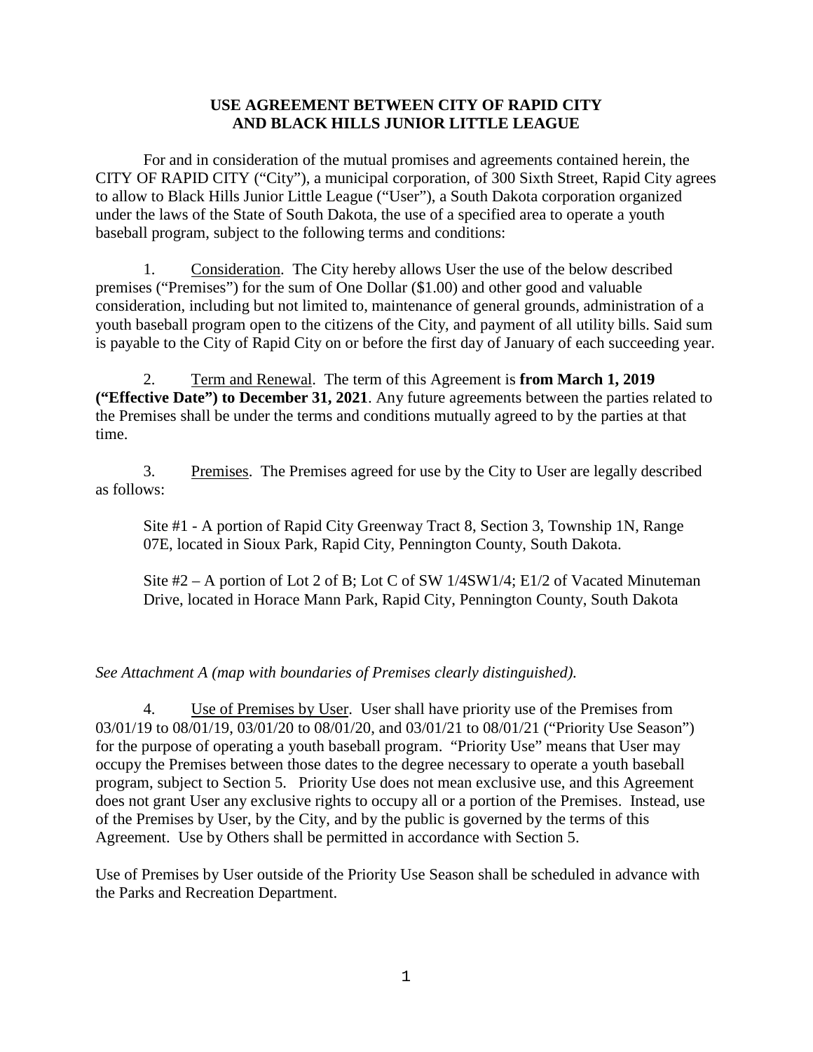**USE AGREEMENT BETWEEN CITY OF RAPID CITY**
**AND BLACK HILLS JUNIOR LITTLE LEAGUE**

For and in consideration of the mutual promises and agreements contained herein, the CITY OF RAPID CITY ("City"), a municipal corporation, of 300 Sixth Street, Rapid City agrees to allow to Black Hills Junior Little League ("User"), a South Dakota corporation organized under the laws of the State of South Dakota, the use of a specified area to operate a youth baseball program, subject to the following terms and conditions:

1. Consideration. The City hereby allows User the use of the below described premises ("Premises") for the sum of One Dollar ($1.00) and other good and valuable consideration, including but not limited to, maintenance of general grounds, administration of a youth baseball program open to the citizens of the City, and payment of all utility bills. Said sum is payable to the City of Rapid City on or before the first day of January of each succeeding year.

2. Term and Renewal. The term of this Agreement is **from March 1, 2019 ("Effective Date") to December 31, 2021**. Any future agreements between the parties related to the Premises shall be under the terms and conditions mutually agreed to by the parties at that time.

3. Premises. The Premises agreed for use by the City to User are legally described as follows:

Site #1 - A portion of Rapid City Greenway Tract 8, Section 3, Township 1N, Range 07E, located in Sioux Park, Rapid City, Pennington County, South Dakota.

Site #2 – A portion of Lot 2 of B; Lot C of SW 1/4SW1/4; E1/2 of Vacated Minuteman Drive, located in Horace Mann Park, Rapid City, Pennington County, South Dakota

*See Attachment A (map with boundaries of Premises clearly distinguished).*

4. Use of Premises by User. User shall have priority use of the Premises from 03/01/19 to 08/01/19, 03/01/20 to 08/01/20, and 03/01/21 to 08/01/21 ("Priority Use Season") for the purpose of operating a youth baseball program. "Priority Use" means that User may occupy the Premises between those dates to the degree necessary to operate a youth baseball program, subject to Section 5. Priority Use does not mean exclusive use, and this Agreement does not grant User any exclusive rights to occupy all or a portion of the Premises. Instead, use of the Premises by User, by the City, and by the public is governed by the terms of this Agreement. Use by Others shall be permitted in accordance with Section 5.

Use of Premises by User outside of the Priority Use Season shall be scheduled in advance with the Parks and Recreation Department.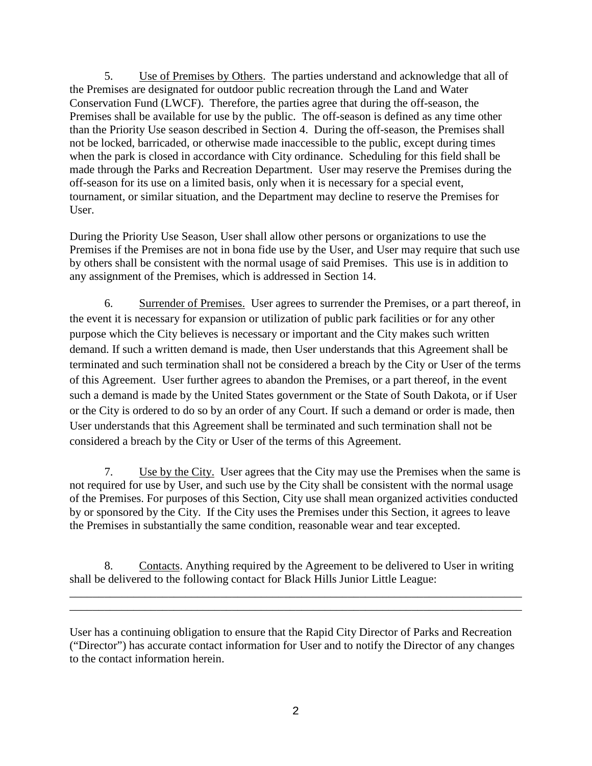5. Use of Premises by Others. The parties understand and acknowledge that all of the Premises are designated for outdoor public recreation through the Land and Water Conservation Fund (LWCF). Therefore, the parties agree that during the off-season, the Premises shall be available for use by the public. The off-season is defined as any time other than the Priority Use season described in Section 4. During the off-season, the Premises shall not be locked, barricaded, or otherwise made inaccessible to the public, except during times when the park is closed in accordance with City ordinance. Scheduling for this field shall be made through the Parks and Recreation Department. User may reserve the Premises during the off-season for its use on a limited basis, only when it is necessary for a special event, tournament, or similar situation, and the Department may decline to reserve the Premises for User.

During the Priority Use Season, User shall allow other persons or organizations to use the Premises if the Premises are not in bona fide use by the User, and User may require that such use by others shall be consistent with the normal usage of said Premises. This use is in addition to any assignment of the Premises, which is addressed in Section 14.

6. Surrender of Premises. User agrees to surrender the Premises, or a part thereof, in the event it is necessary for expansion or utilization of public park facilities or for any other purpose which the City believes is necessary or important and the City makes such written demand. If such a written demand is made, then User understands that this Agreement shall be terminated and such termination shall not be considered a breach by the City or User of the terms of this Agreement. User further agrees to abandon the Premises, or a part thereof, in the event such a demand is made by the United States government or the State of South Dakota, or if User or the City is ordered to do so by an order of any Court. If such a demand or order is made, then User understands that this Agreement shall be terminated and such termination shall not be considered a breach by the City or User of the terms of this Agreement.

7. Use by the City. User agrees that the City may use the Premises when the same is not required for use by User, and such use by the City shall be consistent with the normal usage of the Premises. For purposes of this Section, City use shall mean organized activities conducted by or sponsored by the City. If the City uses the Premises under this Section, it agrees to leave the Premises in substantially the same condition, reasonable wear and tear excepted.

8. Contacts. Anything required by the Agreement to be delivered to User in writing shall be delivered to the following contact for Black Hills Junior Little League:

______________________________________________________________________________
______________________________________________________________________________

User has a continuing obligation to ensure that the Rapid City Director of Parks and Recreation ("Director") has accurate contact information for User and to notify the Director of any changes to the contact information herein.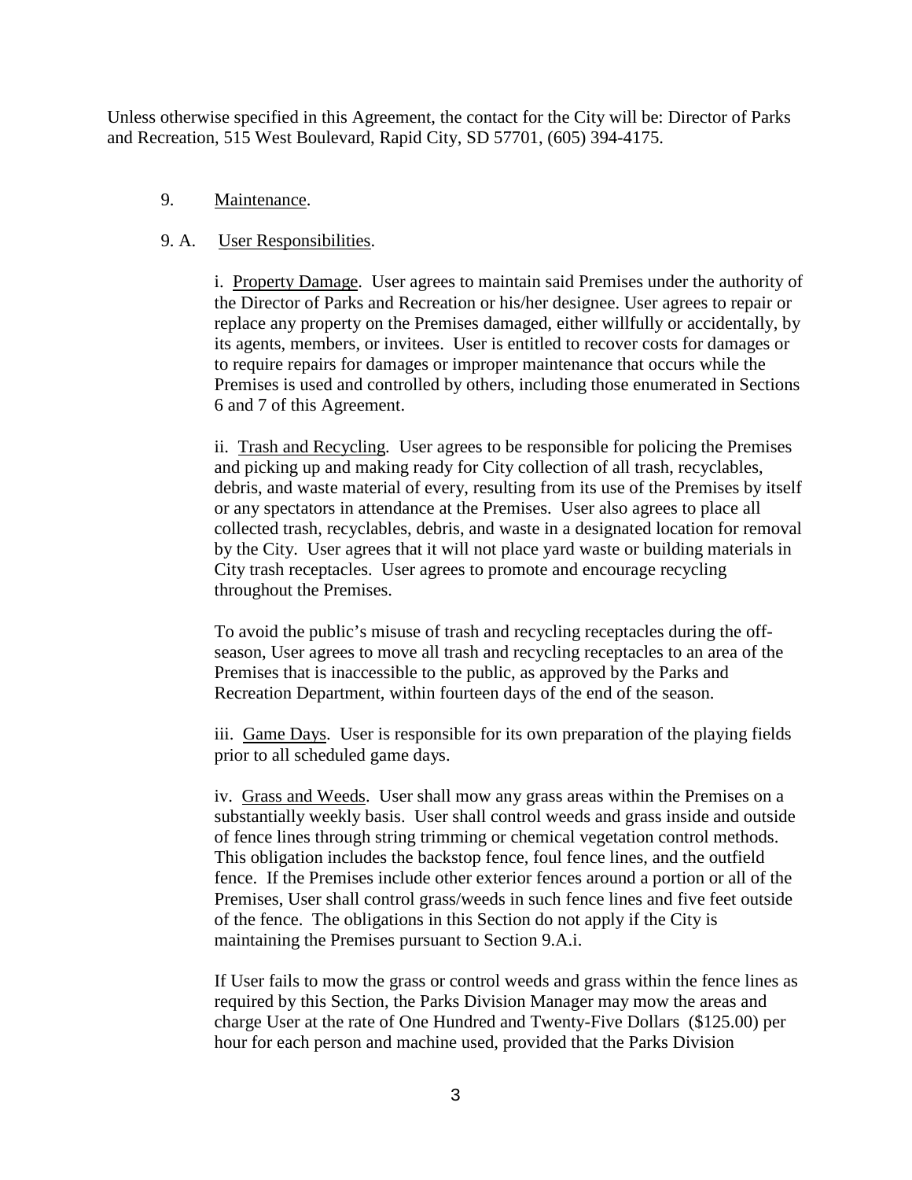Unless otherwise specified in this Agreement, the contact for the City will be: Director of Parks and Recreation, 515 West Boulevard, Rapid City, SD 57701, (605) 394-4175.

9. Maintenance.

9. A. User Responsibilities.

i. Property Damage. User agrees to maintain said Premises under the authority of the Director of Parks and Recreation or his/her designee. User agrees to repair or replace any property on the Premises damaged, either willfully or accidentally, by its agents, members, or invitees. User is entitled to recover costs for damages or to require repairs for damages or improper maintenance that occurs while the Premises is used and controlled by others, including those enumerated in Sections 6 and 7 of this Agreement.

ii. Trash and Recycling. User agrees to be responsible for policing the Premises and picking up and making ready for City collection of all trash, recyclables, debris, and waste material of every, resulting from its use of the Premises by itself or any spectators in attendance at the Premises. User also agrees to place all collected trash, recyclables, debris, and waste in a designated location for removal by the City. User agrees that it will not place yard waste or building materials in City trash receptacles. User agrees to promote and encourage recycling throughout the Premises.

To avoid the public's misuse of trash and recycling receptacles during the off-season, User agrees to move all trash and recycling receptacles to an area of the Premises that is inaccessible to the public, as approved by the Parks and Recreation Department, within fourteen days of the end of the season.

iii. Game Days. User is responsible for its own preparation of the playing fields prior to all scheduled game days.

iv. Grass and Weeds. User shall mow any grass areas within the Premises on a substantially weekly basis. User shall control weeds and grass inside and outside of fence lines through string trimming or chemical vegetation control methods. This obligation includes the backstop fence, foul fence lines, and the outfield fence. If the Premises include other exterior fences around a portion or all of the Premises, User shall control grass/weeds in such fence lines and five feet outside of the fence. The obligations in this Section do not apply if the City is maintaining the Premises pursuant to Section 9.A.i.

If User fails to mow the grass or control weeds and grass within the fence lines as required by this Section, the Parks Division Manager may mow the areas and charge User at the rate of One Hundred and Twenty-Five Dollars ($125.00) per hour for each person and machine used, provided that the Parks Division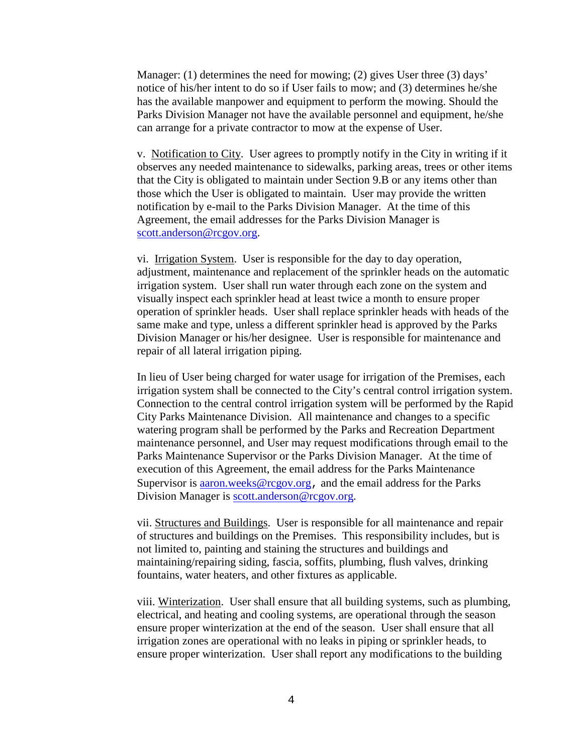Manager: (1) determines the need for mowing; (2) gives User three (3) days' notice of his/her intent to do so if User fails to mow; and (3) determines he/she has the available manpower and equipment to perform the mowing. Should the Parks Division Manager not have the available personnel and equipment, he/she can arrange for a private contractor to mow at the expense of User.

v. <u>Notification to City</u>. User agrees to promptly notify in the City in writing if it observes any needed maintenance to sidewalks, parking areas, trees or other items that the City is obligated to maintain under Section 9.B or any items other than those which the User is obligated to maintain. User may provide the written notification by e-mail to the Parks Division Manager. At the time of this Agreement, the email addresses for the Parks Division Manager is scott.anderson@rcgov.org.

vi. <u>Irrigation System</u>. User is responsible for the day to day operation, adjustment, maintenance and replacement of the sprinkler heads on the automatic irrigation system. User shall run water through each zone on the system and visually inspect each sprinkler head at least twice a month to ensure proper operation of sprinkler heads. User shall replace sprinkler heads with heads of the same make and type, unless a different sprinkler head is approved by the Parks Division Manager or his/her designee. User is responsible for maintenance and repair of all lateral irrigation piping.

In lieu of User being charged for water usage for irrigation of the Premises, each irrigation system shall be connected to the City's central control irrigation system. Connection to the central control irrigation system will be performed by the Rapid City Parks Maintenance Division. All maintenance and changes to a specific watering program shall be performed by the Parks and Recreation Department maintenance personnel, and User may request modifications through email to the Parks Maintenance Supervisor or the Parks Division Manager. At the time of execution of this Agreement, the email address for the Parks Maintenance Supervisor is aaron.weeks@rcgov.org, and the email address for the Parks Division Manager is scott.anderson@rcgov.org.

vii. <u>Structures and Buildings</u>. User is responsible for all maintenance and repair of structures and buildings on the Premises. This responsibility includes, but is not limited to, painting and staining the structures and buildings and maintaining/repairing siding, fascia, soffits, plumbing, flush valves, drinking fountains, water heaters, and other fixtures as applicable.

viii. <u>Winterization</u>. User shall ensure that all building systems, such as plumbing, electrical, and heating and cooling systems, are operational through the season ensure proper winterization at the end of the season. User shall ensure that all irrigation zones are operational with no leaks in piping or sprinkler heads, to ensure proper winterization. User shall report any modifications to the building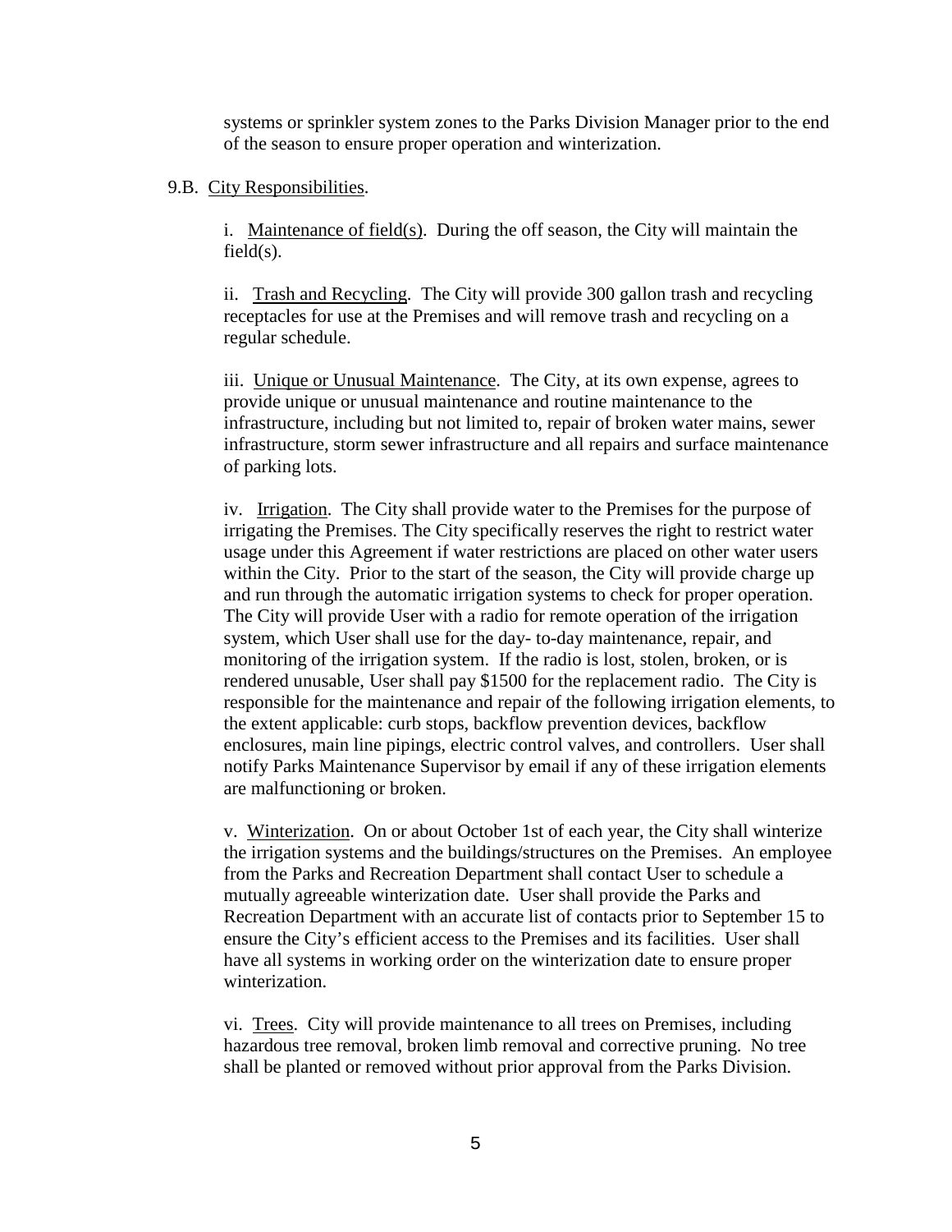systems or sprinkler system zones to the Parks Division Manager prior to the end of the season to ensure proper operation and winterization.

9.B. <u>City Responsibilities</u>.

i. <u>Maintenance of field(s)</u>. During the off season, the City will maintain the field(s).

ii. <u>Trash and Recycling</u>. The City will provide 300 gallon trash and recycling receptacles for use at the Premises and will remove trash and recycling on a regular schedule.

iii. <u>Unique or Unusual Maintenance</u>. The City, at its own expense, agrees to provide unique or unusual maintenance and routine maintenance to the infrastructure, including but not limited to, repair of broken water mains, sewer infrastructure, storm sewer infrastructure and all repairs and surface maintenance of parking lots.

iv. <u>Irrigation</u>. The City shall provide water to the Premises for the purpose of irrigating the Premises. The City specifically reserves the right to restrict water usage under this Agreement if water restrictions are placed on other water users within the City. Prior to the start of the season, the City will provide charge up and run through the automatic irrigation systems to check for proper operation. The City will provide User with a radio for remote operation of the irrigation system, which User shall use for the day- to-day maintenance, repair, and monitoring of the irrigation system. If the radio is lost, stolen, broken, or is rendered unusable, User shall pay $1500 for the replacement radio. The City is responsible for the maintenance and repair of the following irrigation elements, to the extent applicable: curb stops, backflow prevention devices, backflow enclosures, main line pipings, electric control valves, and controllers. User shall notify Parks Maintenance Supervisor by email if any of these irrigation elements are malfunctioning or broken.

v. <u>Winterization</u>. On or about October 1st of each year, the City shall winterize the irrigation systems and the buildings/structures on the Premises. An employee from the Parks and Recreation Department shall contact User to schedule a mutually agreeable winterization date. User shall provide the Parks and Recreation Department with an accurate list of contacts prior to September 15 to ensure the City's efficient access to the Premises and its facilities. User shall have all systems in working order on the winterization date to ensure proper winterization.

vi. <u>Trees</u>. City will provide maintenance to all trees on Premises, including hazardous tree removal, broken limb removal and corrective pruning. No tree shall be planted or removed without prior approval from the Parks Division.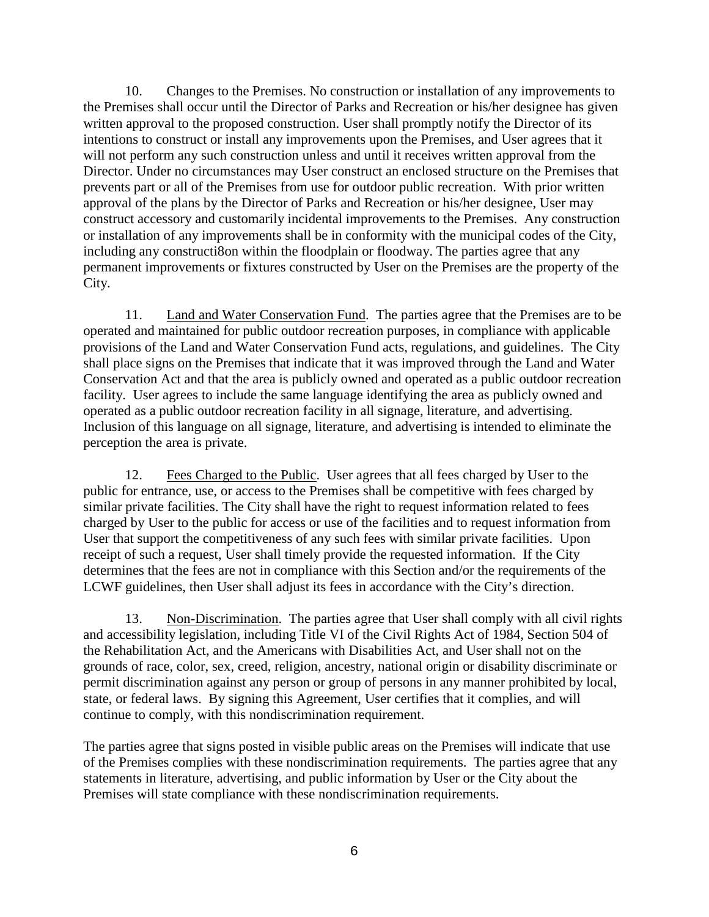10. Changes to the Premises. No construction or installation of any improvements to the Premises shall occur until the Director of Parks and Recreation or his/her designee has given written approval to the proposed construction. User shall promptly notify the Director of its intentions to construct or install any improvements upon the Premises, and User agrees that it will not perform any such construction unless and until it receives written approval from the Director. Under no circumstances may User construct an enclosed structure on the Premises that prevents part or all of the Premises from use for outdoor public recreation. With prior written approval of the plans by the Director of Parks and Recreation or his/her designee, User may construct accessory and customarily incidental improvements to the Premises. Any construction or installation of any improvements shall be in conformity with the municipal codes of the City, including any constructi8on within the floodplain or floodway. The parties agree that any permanent improvements or fixtures constructed by User on the Premises are the property of the City.

11. Land and Water Conservation Fund. The parties agree that the Premises are to be operated and maintained for public outdoor recreation purposes, in compliance with applicable provisions of the Land and Water Conservation Fund acts, regulations, and guidelines. The City shall place signs on the Premises that indicate that it was improved through the Land and Water Conservation Act and that the area is publicly owned and operated as a public outdoor recreation facility. User agrees to include the same language identifying the area as publicly owned and operated as a public outdoor recreation facility in all signage, literature, and advertising. Inclusion of this language on all signage, literature, and advertising is intended to eliminate the perception the area is private.

12. Fees Charged to the Public. User agrees that all fees charged by User to the public for entrance, use, or access to the Premises shall be competitive with fees charged by similar private facilities. The City shall have the right to request information related to fees charged by User to the public for access or use of the facilities and to request information from User that support the competitiveness of any such fees with similar private facilities. Upon receipt of such a request, User shall timely provide the requested information. If the City determines that the fees are not in compliance with this Section and/or the requirements of the LCWF guidelines, then User shall adjust its fees in accordance with the City's direction.

13. Non-Discrimination. The parties agree that User shall comply with all civil rights and accessibility legislation, including Title VI of the Civil Rights Act of 1984, Section 504 of the Rehabilitation Act, and the Americans with Disabilities Act, and User shall not on the grounds of race, color, sex, creed, religion, ancestry, national origin or disability discriminate or permit discrimination against any person or group of persons in any manner prohibited by local, state, or federal laws. By signing this Agreement, User certifies that it complies, and will continue to comply, with this nondiscrimination requirement.

The parties agree that signs posted in visible public areas on the Premises will indicate that use of the Premises complies with these nondiscrimination requirements. The parties agree that any statements in literature, advertising, and public information by User or the City about the Premises will state compliance with these nondiscrimination requirements.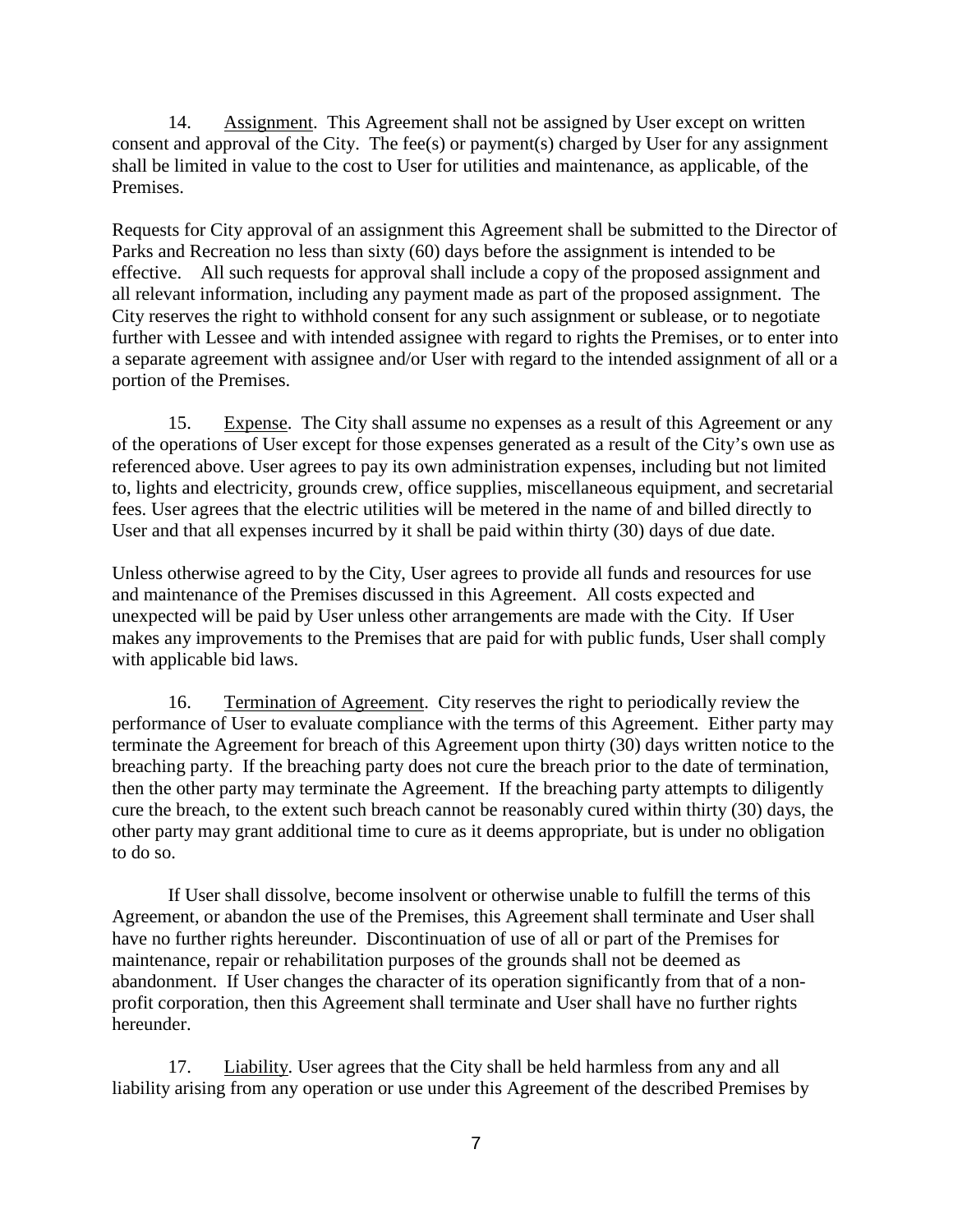14. Assignment. This Agreement shall not be assigned by User except on written consent and approval of the City. The fee(s) or payment(s) charged by User for any assignment shall be limited in value to the cost to User for utilities and maintenance, as applicable, of the Premises.

Requests for City approval of an assignment this Agreement shall be submitted to the Director of Parks and Recreation no less than sixty (60) days before the assignment is intended to be effective. All such requests for approval shall include a copy of the proposed assignment and all relevant information, including any payment made as part of the proposed assignment. The City reserves the right to withhold consent for any such assignment or sublease, or to negotiate further with Lessee and with intended assignee with regard to rights the Premises, or to enter into a separate agreement with assignee and/or User with regard to the intended assignment of all or a portion of the Premises.

15. Expense. The City shall assume no expenses as a result of this Agreement or any of the operations of User except for those expenses generated as a result of the City's own use as referenced above. User agrees to pay its own administration expenses, including but not limited to, lights and electricity, grounds crew, office supplies, miscellaneous equipment, and secretarial fees. User agrees that the electric utilities will be metered in the name of and billed directly to User and that all expenses incurred by it shall be paid within thirty (30) days of due date.

Unless otherwise agreed to by the City, User agrees to provide all funds and resources for use and maintenance of the Premises discussed in this Agreement. All costs expected and unexpected will be paid by User unless other arrangements are made with the City. If User makes any improvements to the Premises that are paid for with public funds, User shall comply with applicable bid laws.

16. Termination of Agreement. City reserves the right to periodically review the performance of User to evaluate compliance with the terms of this Agreement. Either party may terminate the Agreement for breach of this Agreement upon thirty (30) days written notice to the breaching party. If the breaching party does not cure the breach prior to the date of termination, then the other party may terminate the Agreement. If the breaching party attempts to diligently cure the breach, to the extent such breach cannot be reasonably cured within thirty (30) days, the other party may grant additional time to cure as it deems appropriate, but is under no obligation to do so.

If User shall dissolve, become insolvent or otherwise unable to fulfill the terms of this Agreement, or abandon the use of the Premises, this Agreement shall terminate and User shall have no further rights hereunder. Discontinuation of use of all or part of the Premises for maintenance, repair or rehabilitation purposes of the grounds shall not be deemed as abandonment. If User changes the character of its operation significantly from that of a non-profit corporation, then this Agreement shall terminate and User shall have no further rights hereunder.

17. Liability. User agrees that the City shall be held harmless from any and all liability arising from any operation or use under this Agreement of the described Premises by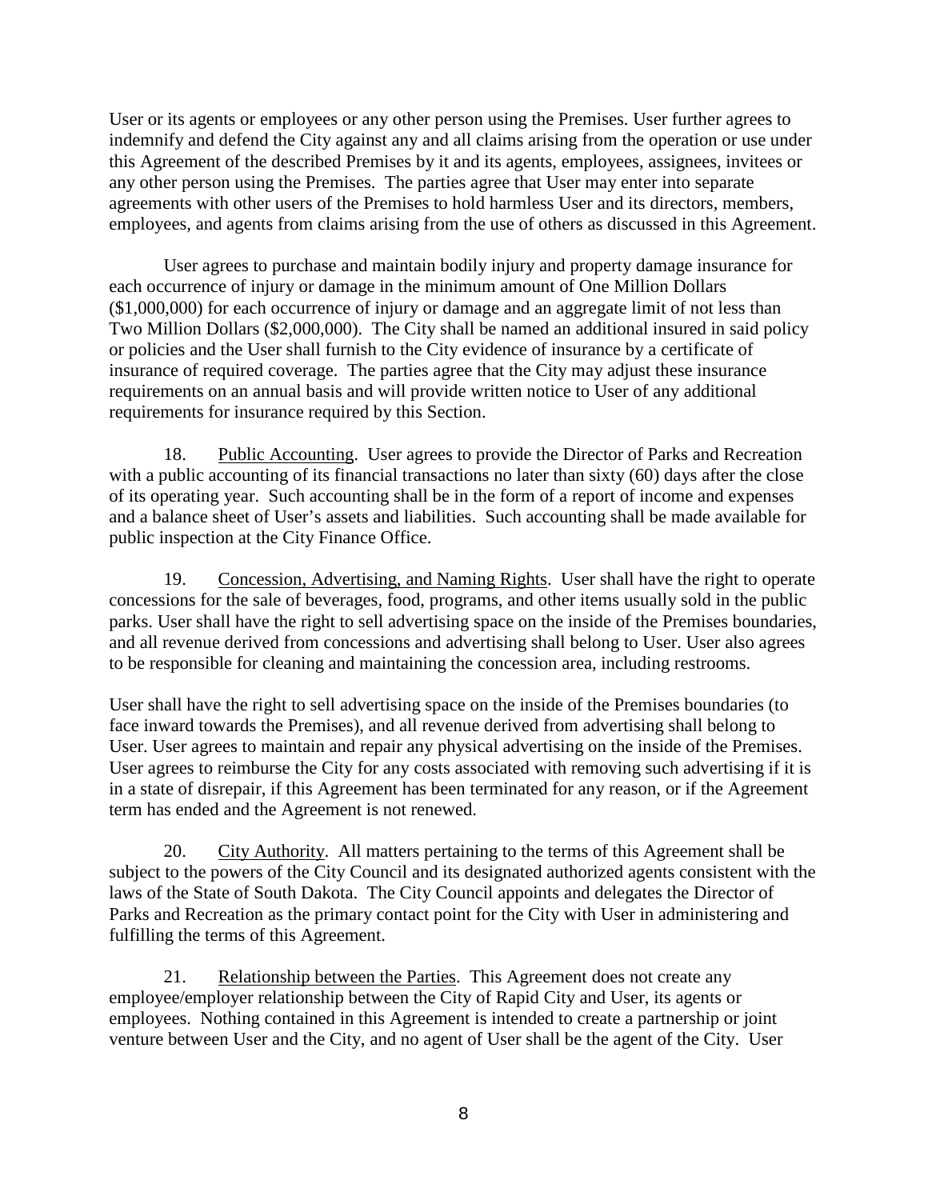User or its agents or employees or any other person using the Premises. User further agrees to indemnify and defend the City against any and all claims arising from the operation or use under this Agreement of the described Premises by it and its agents, employees, assignees, invitees or any other person using the Premises. The parties agree that User may enter into separate agreements with other users of the Premises to hold harmless User and its directors, members, employees, and agents from claims arising from the use of others as discussed in this Agreement.

User agrees to purchase and maintain bodily injury and property damage insurance for each occurrence of injury or damage in the minimum amount of One Million Dollars ($1,000,000) for each occurrence of injury or damage and an aggregate limit of not less than Two Million Dollars ($2,000,000). The City shall be named an additional insured in said policy or policies and the User shall furnish to the City evidence of insurance by a certificate of insurance of required coverage. The parties agree that the City may adjust these insurance requirements on an annual basis and will provide written notice to User of any additional requirements for insurance required by this Section.

18. Public Accounting. User agrees to provide the Director of Parks and Recreation with a public accounting of its financial transactions no later than sixty (60) days after the close of its operating year. Such accounting shall be in the form of a report of income and expenses and a balance sheet of User's assets and liabilities. Such accounting shall be made available for public inspection at the City Finance Office.

19. Concession, Advertising, and Naming Rights. User shall have the right to operate concessions for the sale of beverages, food, programs, and other items usually sold in the public parks. User shall have the right to sell advertising space on the inside of the Premises boundaries, and all revenue derived from concessions and advertising shall belong to User. User also agrees to be responsible for cleaning and maintaining the concession area, including restrooms.

User shall have the right to sell advertising space on the inside of the Premises boundaries (to face inward towards the Premises), and all revenue derived from advertising shall belong to User. User agrees to maintain and repair any physical advertising on the inside of the Premises. User agrees to reimburse the City for any costs associated with removing such advertising if it is in a state of disrepair, if this Agreement has been terminated for any reason, or if the Agreement term has ended and the Agreement is not renewed.

20. City Authority. All matters pertaining to the terms of this Agreement shall be subject to the powers of the City Council and its designated authorized agents consistent with the laws of the State of South Dakota. The City Council appoints and delegates the Director of Parks and Recreation as the primary contact point for the City with User in administering and fulfilling the terms of this Agreement.

21. Relationship between the Parties. This Agreement does not create any employee/employer relationship between the City of Rapid City and User, its agents or employees. Nothing contained in this Agreement is intended to create a partnership or joint venture between User and the City, and no agent of User shall be the agent of the City. User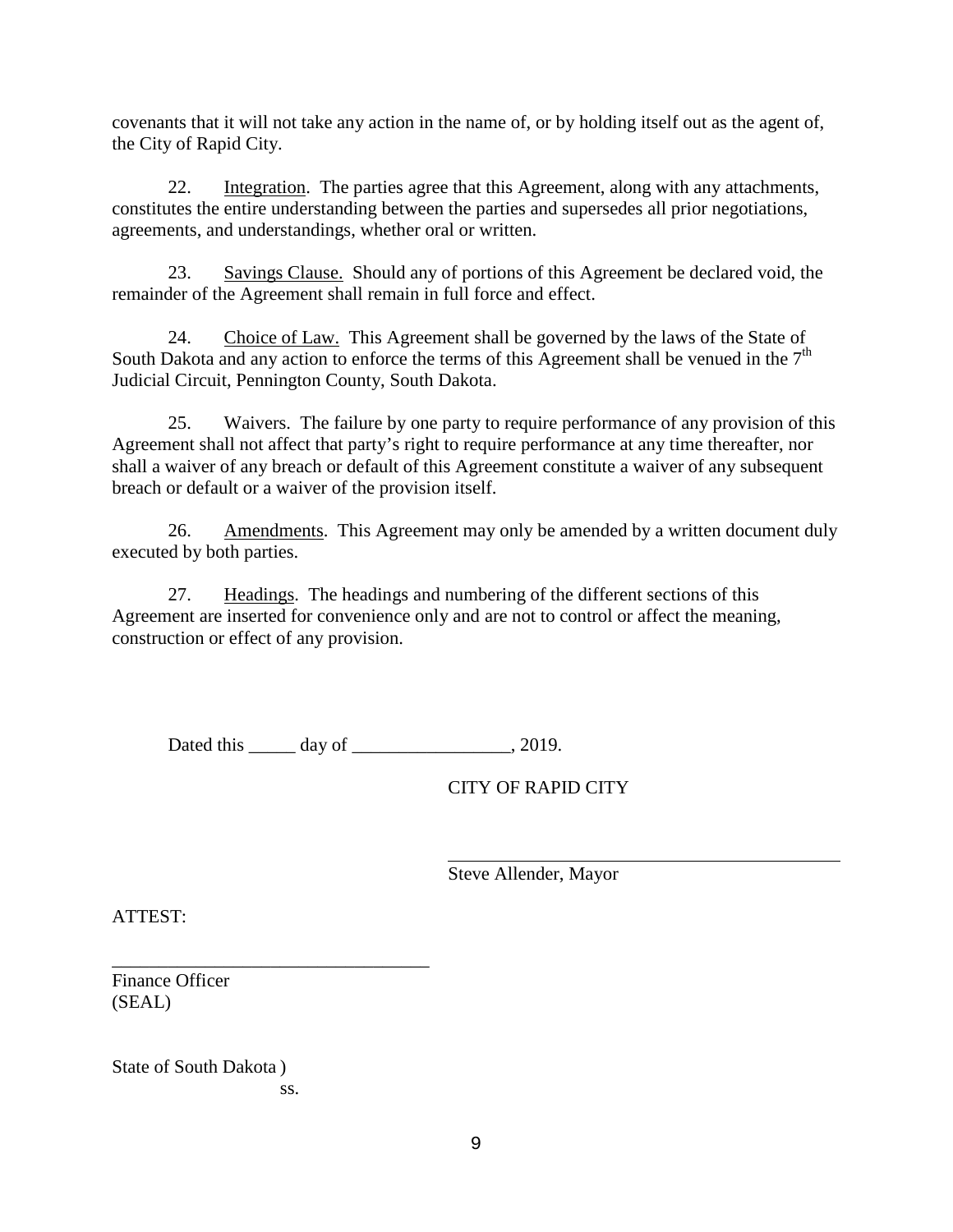covenants that it will not take any action in the name of, or by holding itself out as the agent of, the City of Rapid City.

22. Integration. The parties agree that this Agreement, along with any attachments, constitutes the entire understanding between the parties and supersedes all prior negotiations, agreements, and understandings, whether oral or written.

23. Savings Clause. Should any of portions of this Agreement be declared void, the remainder of the Agreement shall remain in full force and effect.

24. Choice of Law. This Agreement shall be governed by the laws of the State of South Dakota and any action to enforce the terms of this Agreement shall be venued in the 7th Judicial Circuit, Pennington County, South Dakota.

25. Waivers. The failure by one party to require performance of any provision of this Agreement shall not affect that party's right to require performance at any time thereafter, nor shall a waiver of any breach or default of this Agreement constitute a waiver of any subsequent breach or default or a waiver of the provision itself.

26. Amendments. This Agreement may only be amended by a written document duly executed by both parties.

27. Headings. The headings and numbering of the different sections of this Agreement are inserted for convenience only and are not to control or affect the meaning, construction or effect of any provision.

Dated this _____ day of _________________, 2019.

CITY OF RAPID CITY

_____________________________________________
Steve Allender, Mayor

ATTEST:

__________________________________
Finance Officer
(SEAL)

State of South Dakota )
ss.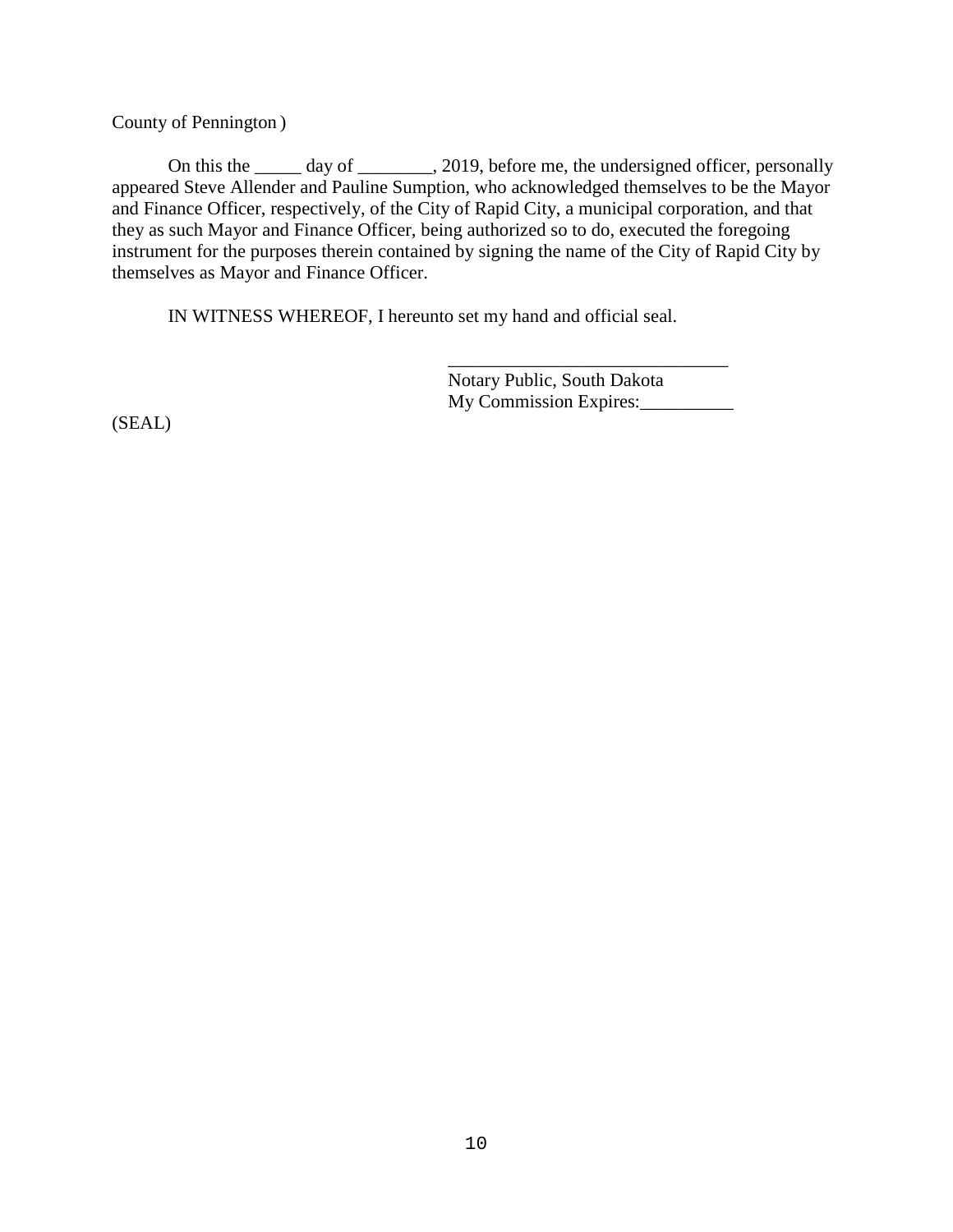County of Pennington )

On this the _____ day of ________, 2019, before me, the undersigned officer, personally appeared Steve Allender and Pauline Sumption, who acknowledged themselves to be the Mayor and Finance Officer, respectively, of the City of Rapid City, a municipal corporation, and that they as such Mayor and Finance Officer, being authorized so to do, executed the foregoing instrument for the purposes therein contained by signing the name of the City of Rapid City by themselves as Mayor and Finance Officer.

IN WITNESS WHEREOF, I hereunto set my hand and official seal.

______________________________
Notary Public, South Dakota
My Commission Expires:__________

(SEAL)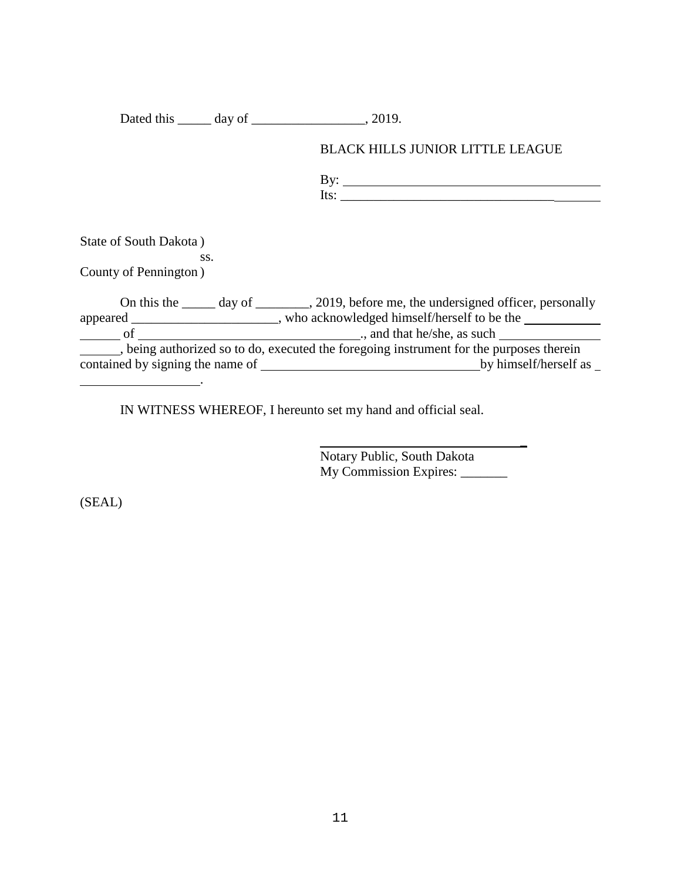Dated this _____ day of _________________, 2019.

BLACK HILLS JUNIOR LITTLE LEAGUE

By: ________________________________________
Its: ________________________________________

State of South Dakota )
ss.
County of Pennington )

On this the _____ day of ________, 2019, before me, the undersigned officer, personally appeared ______________________, who acknowledged himself/herself to be the ____________ ______ of _________________________________., and that he/she, as such _______________ ______, being authorized so to do, executed the foregoing instrument for the purposes therein contained by signing the name of _________________________________ by himself/herself as _ __________________.

IN WITNESS WHEREOF, I hereunto set my hand and official seal.

________________________________
Notary Public, South Dakota
My Commission Expires: _______

(SEAL)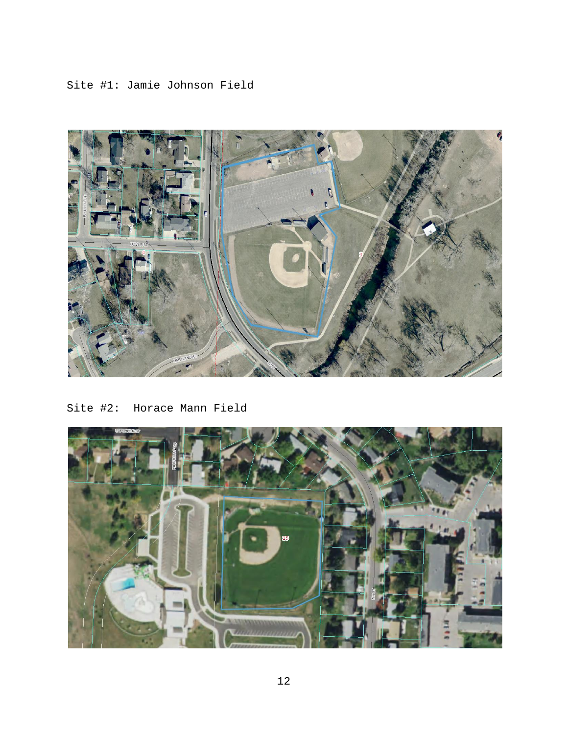Site #1: Jamie Johnson Field

Site #2: Horace Mann Field